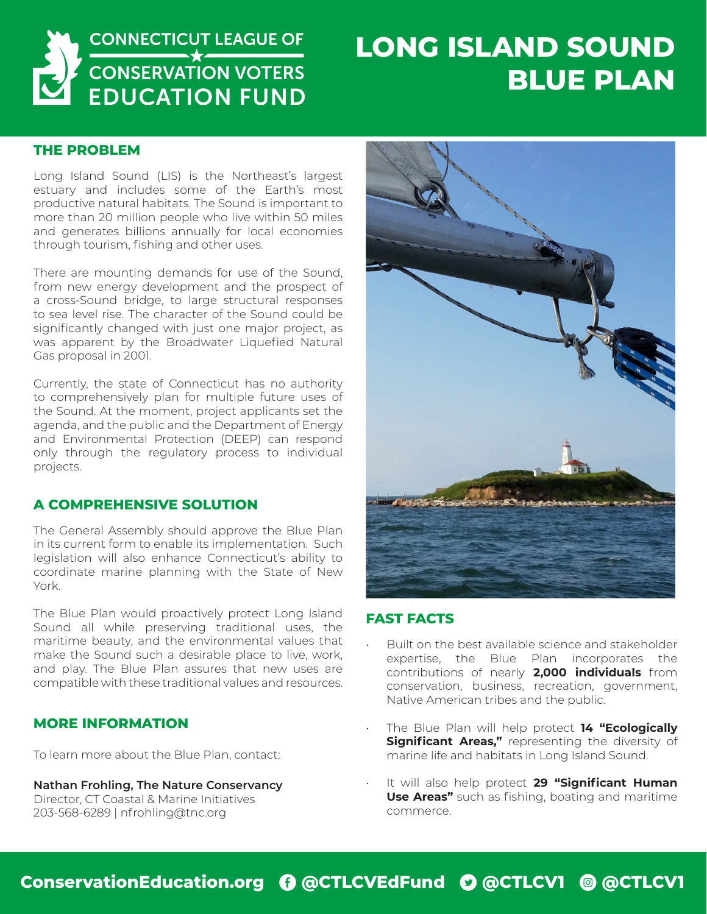CONNECTICUT LEAGUE OF CONSERVATION VOTERS EDUCATION FUND

# LONG ISLAND SOUND BLUE PLAN

## THE PROBLEM

Long Island Sound (LIS) is the Northeast's largest estuary and includes some of the Earth's most productive natural habitats. The Sound is important to more than 20 million people who live within 50 miles and generates billions annually for local economies through tourism, fishing and other uses.

There are mounting demands for use of the Sound, from new energy development and the prospect of a cross-Sound bridge, to large structural responses to sea level rise. The character of the Sound could be significantly changed with just one major project, as was apparent by the Broadwater Liquefied Natural Gas proposal in 2001.

Currently, the state of Connecticut has no authority to comprehensively plan for multiple future uses of the Sound. At the moment, project applicants set the agenda, and the public and the Department of Energy and Environmental Protection (DEEP) can respond only through the regulatory process to individual projects.

## A COMPREHENSIVE SOLUTION

The General Assembly should approve the Blue Plan in its current form to enable its implementation. Such legislation will also enhance Connecticut's ability to coordinate marine planning with the State of New York.

The Blue Plan would proactively protect Long Island Sound all while preserving traditional uses, the maritime beauty, and the environmental values that make the Sound such a desirable place to live, work, and play. The Blue Plan assures that new uses are compatible with these traditional values and resources.

## MORE INFORMATION

To learn more about the Blue Plan, contact:

**Nathan Frohling, The Nature Conservancy**
Director, CT Coastal & Marine Initiatives
203-568-6289 | nfrohling@tnc.org

## FAST FACTS

- Built on the best available science and stakeholder expertise, the Blue Plan incorporates the contributions of nearly **2,000 individuals** from conservation, business, recreation, government, Native American tribes and the public.
- The Blue Plan will help protect **14 "Ecologically Significant Areas,"** representing the diversity of marine life and habitats in Long Island Sound.
- It will also help protect **29 "Significant Human Use Areas"** such as fishing, boating and maritime commerce.

**ConservationEducation.org** @CTLCVEdFund @CTLCV1 @CTLCV1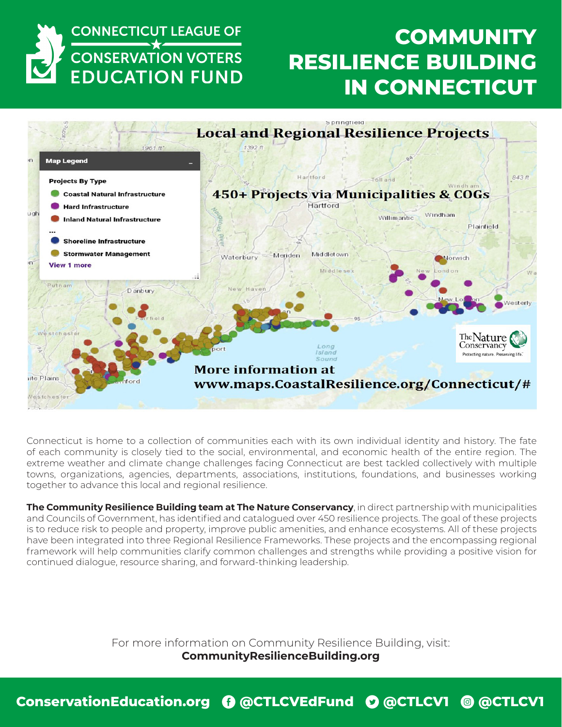CONNECTICUT LEAGUE OF CONSERVATION VOTERS EDUCATION FUND

# COMMUNITY RESILIENCE BUILDING IN CONNECTICUT

Local and Regional Resilience Projects

450+ Projects via Municipalities & COGs

Map Legend

Projects By Type

- Coastal Natural Infrastructure
- Hard Infrastructure
- Inland Natural Infrastructure
- ...
- Shoreline Infrastructure
- Stormwater Management

View 1 more

More information at www.maps.CoastalResilience.org/Connecticut/#

The Nature Conservancy — Protecting nature. Preserving life.

Connecticut is home to a collection of communities each with its own individual identity and history. The fate of each community is closely tied to the social, environmental, and economic health of the entire region. The extreme weather and climate change challenges facing Connecticut are best tackled collectively with multiple towns, organizations, agencies, departments, associations, institutions, foundations, and businesses working together to advance this local and regional resilience.

**The Community Resilience Building team at The Nature Conservancy**, in direct partnership with municipalities and Councils of Government, has identified and catalogued over 450 resilience projects. The goal of these projects is to reduce risk to people and property, improve public amenities, and enhance ecosystems. All of these projects have been integrated into three Regional Resilience Frameworks. These projects and the encompassing regional framework will help communities clarify common challenges and strengths while providing a positive vision for continued dialogue, resource sharing, and forward-thinking leadership.

For more information on Community Resilience Building, visit:
**CommunityResilienceBuilding.org**

**ConservationEducation.org** @CTLCVEdFund @CTLCV1 @CTLCV1